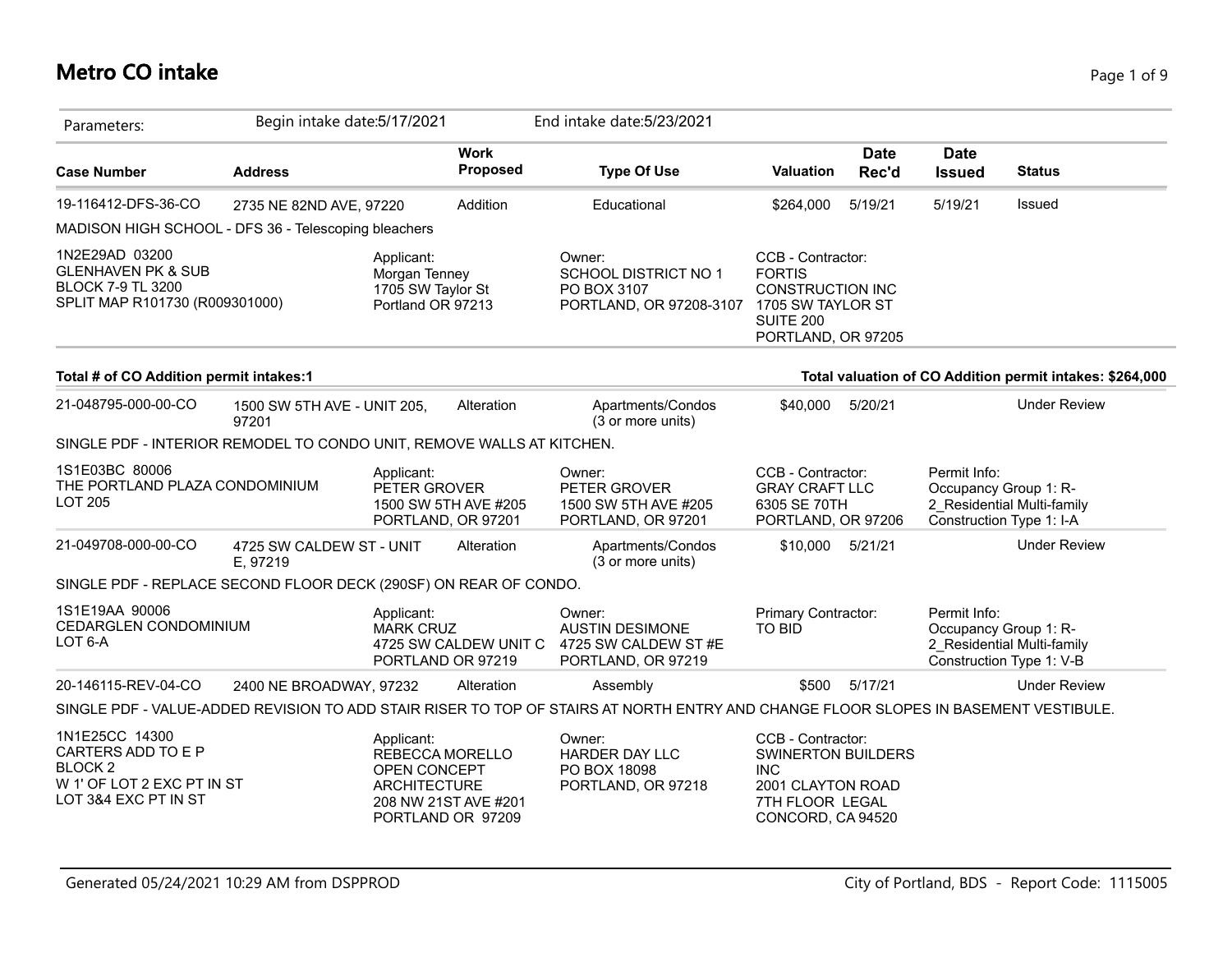# Metro CO intake

| Parameters: | Begin intake date:5/17/2021 | | End intake date:5/23/2021 | | | | |
|---|---|---|---|---|---|---|---|

| Case Number | Address | Work Proposed | Type Of Use | Valuation | Date Rec'd | Date Issued | Status |
|---|---|---|---|---|---|---|---|
| 19-116412-DFS-36-CO | 2735 NE 82ND AVE, 97220 | Addition | Educational | $264,000 | 5/19/21 | 5/19/21 | Issued |

MADISON HIGH SCHOOL - DFS 36 - Telescoping bleachers

1N2E29AD 03200
GLENHAVEN PK & SUB
BLOCK 7-9 TL 3200
SPLIT MAP R101730 (R009301000)

Applicant:
Morgan Tenney
1705 SW Taylor St
Portland OR 97213

Owner:
SCHOOL DISTRICT NO 1
PO BOX 3107
PORTLAND, OR 97208-3107

CCB - Contractor:
FORTIS CONSTRUCTION INC
1705 SW TAYLOR ST
SUITE 200
PORTLAND, OR 97205

**Total # of CO Addition permit intakes:1**

**Total valuation of CO Addition permit intakes: $264,000**

| Case Number | Address | Work Proposed | Type Of Use | Valuation | Date Rec'd | Date Issued | Status |
|---|---|---|---|---|---|---|---|
| 21-048795-000-00-CO | 1500 SW 5TH AVE - UNIT 205, 97201 | Alteration | Apartments/Condos (3 or more units) | $40,000 | 5/20/21 | | Under Review |

SINGLE PDF - INTERIOR REMODEL TO CONDO UNIT, REMOVE WALLS AT KITCHEN.

1S1E03BC 80006
THE PORTLAND PLAZA CONDOMINIUM
LOT 205

Applicant:
PETER GROVER
1500 SW 5TH AVE #205
PORTLAND, OR 97201

Owner:
PETER GROVER
1500 SW 5TH AVE #205
PORTLAND, OR 97201

CCB - Contractor:
GRAY CRAFT LLC
6305 SE 70TH
PORTLAND, OR 97206

Permit Info:
Occupancy Group 1: R-2_Residential Multi-family
Construction Type 1: I-A

| Case Number | Address | Work Proposed | Type Of Use | Valuation | Date Rec'd | Date Issued | Status |
|---|---|---|---|---|---|---|---|
| 21-049708-000-00-CO | 4725 SW CALDEW ST - UNIT E, 97219 | Alteration | Apartments/Condos (3 or more units) | $10,000 | 5/21/21 | | Under Review |

SINGLE PDF - REPLACE SECOND FLOOR DECK (290SF) ON REAR OF CONDO.

1S1E19AA 90006
CEDARGLEN CONDOMINIUM
LOT 6-A

Applicant:
MARK CRUZ
4725 SW CALDEW UNIT C
PORTLAND OR 97219

Owner:
AUSTIN DESIMONE
4725 SW CALDEW ST #E
PORTLAND, OR 97219

Primary Contractor:
TO BID

Permit Info:
Occupancy Group 1: R-2_Residential Multi-family
Construction Type 1: V-B

| Case Number | Address | Work Proposed | Type Of Use | Valuation | Date Rec'd | Date Issued | Status |
|---|---|---|---|---|---|---|---|
| 20-146115-REV-04-CO | 2400 NE BROADWAY, 97232 | Alteration | Assembly | $500 | 5/17/21 | | Under Review |

SINGLE PDF - VALUE-ADDED REVISION TO ADD STAIR RISER TO TOP OF STAIRS AT NORTH ENTRY AND CHANGE FLOOR SLOPES IN BASEMENT VESTIBULE.

1N1E25CC 14300
CARTERS ADD TO E P
BLOCK 2
W 1' OF LOT 2 EXC PT IN ST
LOT 3&4 EXC PT IN ST

Applicant:
REBECCA MORELLO
OPEN CONCEPT ARCHITECTURE
208 NW 21ST AVE #201
PORTLAND OR 97209

Owner:
HARDER DAY LLC
PO BOX 18098
PORTLAND, OR 97218

CCB - Contractor:
SWINERTON BUILDERS INC
2001 CLAYTON ROAD
7TH FLOOR LEGAL
CONCORD, CA 94520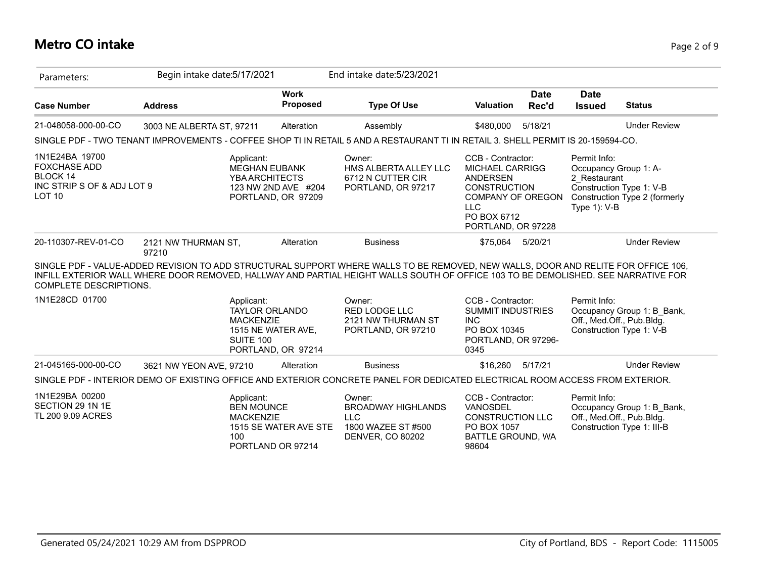# Metro CO intake

| Parameters: | Begin intake date:5/17/2021 | | End intake date:5/23/2021 | | | | |
|---|---|---|---|---|---|---|---|
| **Case Number** | **Address** | **Work Proposed** | **Type Of Use** | **Valuation** | **Date Rec'd** | **Date Issued** | **Status** |
| 21-048058-000-00-CO | 3003 NE ALBERTA ST, 97211 | Alteration | Assembly | $480,000 | 5/18/21 | | Under Review |

SINGLE PDF - TWO TENANT IMPROVEMENTS - COFFEE SHOP TI IN RETAIL 5 AND A RESTAURANT TI IN RETAIL 3. SHELL PERMIT IS 20-159594-CO.

| | | | | |
|---|---|---|---|---|
| 1N1E24BA 19700<br>FOXCHASE ADD<br>BLOCK 14<br>INC STRIP S OF & ADJ LOT 9<br>LOT 10 | Applicant:<br>MEGHAN EUBANK<br>YBA ARCHITECTS<br>123 NW 2ND AVE #204<br>PORTLAND, OR 97209 | Owner:<br>HMS ALBERTA ALLEY LLC<br>6712 N CUTTER CIR<br>PORTLAND, OR 97217 | CCB - Contractor:<br>MICHAEL CARRIGG<br>ANDERSEN<br>CONSTRUCTION<br>COMPANY OF OREGON<br>LLC<br>PO BOX 6712<br>PORTLAND, OR 97228 | Permit Info:<br>Occupancy Group 1: A-2_Restaurant<br>Construction Type 1: V-B<br>Construction Type 2 (formerly Type 1): V-B |

| Case Number | Address | Work Proposed | Type Of Use | Valuation | Date Rec'd | Date Issued | Status |
|---|---|---|---|---|---|---|---|
| 20-110307-REV-01-CO | 2121 NW THURMAN ST, 97210 | Alteration | Business | $75,064 | 5/20/21 | | Under Review |

SINGLE PDF - VALUE-ADDED REVISION TO ADD STRUCTURAL SUPPORT WHERE WALLS TO BE REMOVED, NEW WALLS, DOOR AND RELITE FOR OFFICE 106, INFILL EXTERIOR WALL WHERE DOOR REMOVED, HALLWAY AND PARTIAL HEIGHT WALLS SOUTH OF OFFICE 103 TO BE DEMOLISHED. SEE NARRATIVE FOR COMPLETE DESCRIPTIONS.

| | | | | |
|---|---|---|---|---|
| 1N1E28CD 01700 | Applicant:<br>TAYLOR ORLANDO<br>MACKENZIE<br>1515 NE WATER AVE,<br>SUITE 100<br>PORTLAND, OR 97214 | Owner:<br>RED LODGE LLC<br>2121 NW THURMAN ST<br>PORTLAND, OR 97210 | CCB - Contractor:<br>SUMMIT INDUSTRIES<br>INC<br>PO BOX 10345<br>PORTLAND, OR 97296-0345 | Permit Info:<br>Occupancy Group 1: B_Bank, Off., Med.Off., Pub.Bldg.<br>Construction Type 1: V-B |

| Case Number | Address | Work Proposed | Type Of Use | Valuation | Date Rec'd | Date Issued | Status |
|---|---|---|---|---|---|---|---|
| 21-045165-000-00-CO | 3621 NW YEON AVE, 97210 | Alteration | Business | $16,260 | 5/17/21 | | Under Review |

SINGLE PDF - INTERIOR DEMO OF EXISTING OFFICE AND EXTERIOR CONCRETE PANEL FOR DEDICATED ELECTRICAL ROOM ACCESS FROM EXTERIOR.

| | | | | |
|---|---|---|---|---|
| 1N1E29BA 00200<br>SECTION 29 1N 1E<br>TL 200 9.09 ACRES | Applicant:<br>BEN MOUNCE<br>MACKENZIE<br>1515 SE WATER AVE STE 100<br>PORTLAND OR 97214 | Owner:<br>BROADWAY HIGHLANDS<br>LLC<br>1800 WAZEE ST #500<br>DENVER, CO 80202 | CCB - Contractor:<br>VANOSDEL<br>CONSTRUCTION LLC<br>PO BOX 1057<br>BATTLE GROUND, WA 98604 | Permit Info:<br>Occupancy Group 1: B_Bank, Off., Med.Off., Pub.Bldg.<br>Construction Type 1: III-B |

Generated 05/24/2021 10:29 AM from DSPPROD

City of Portland, BDS - Report Code: 1115005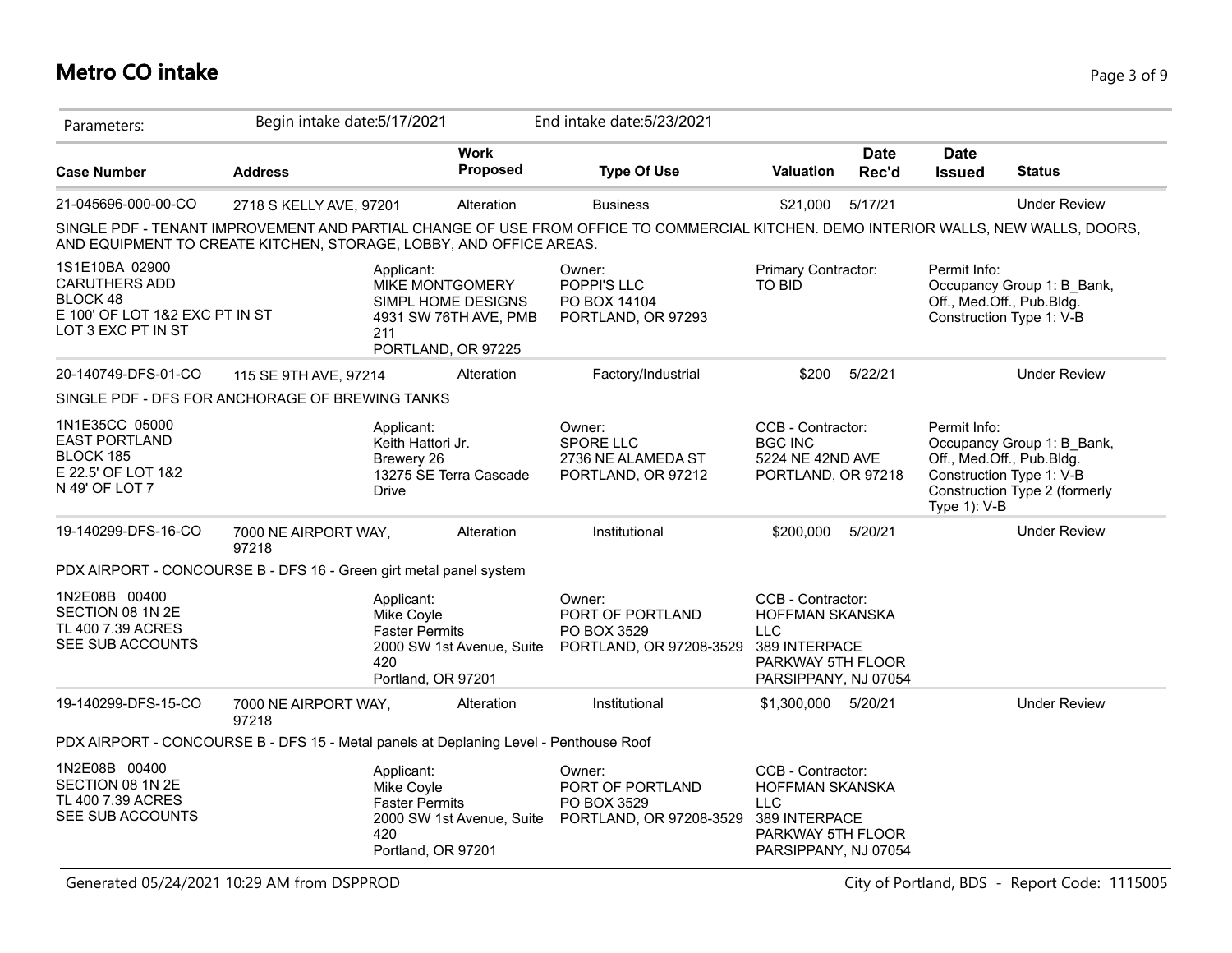# Metro CO intake

Parameters: Begin intake date:5/17/2021 End intake date:5/23/2021

| Case Number | Address | Work Proposed | Type Of Use | Valuation | Date Rec'd | Date Issued | Status |
|---|---|---|---|---|---|---|---|
| 21-045696-000-00-CO | 2718 S KELLY AVE, 97201 | Alteration | Business | $21,000 | 5/17/21 | | Under Review |

SINGLE PDF - TENANT IMPROVEMENT AND PARTIAL CHANGE OF USE FROM OFFICE TO COMMERCIAL KITCHEN. DEMO INTERIOR WALLS, NEW WALLS, DOORS, AND EQUIPMENT TO CREATE KITCHEN, STORAGE, LOBBY, AND OFFICE AREAS.

1S1E10BA 02900
CARUTHERS ADD
BLOCK 48
E 100' OF LOT 1&2 EXC PT IN ST
LOT 3 EXC PT IN ST

Applicant:
MIKE MONTGOMERY
SIMPL HOME DESIGNS
4931 SW 76TH AVE, PMB 211
PORTLAND, OR 97225

Owner:
POPPI'S LLC
PO BOX 14104
PORTLAND, OR 97293

Primary Contractor:
TO BID

Permit Info:
Occupancy Group 1: B_Bank, Off., Med.Off., Pub.Bldg.
Construction Type 1: V-B

| Case Number | Address | Work Proposed | Type Of Use | Valuation | Date Rec'd | Date Issued | Status |
|---|---|---|---|---|---|---|---|
| 20-140749-DFS-01-CO | 115 SE 9TH AVE, 97214 | Alteration | Factory/Industrial | $200 | 5/22/21 | | Under Review |

SINGLE PDF - DFS FOR ANCHORAGE OF BREWING TANKS

1N1E35CC 05000
EAST PORTLAND
BLOCK 185
E 22.5' OF LOT 1&2
N 49' OF LOT 7

Applicant:
Keith Hattori Jr.
Brewery 26
13275 SE Terra Cascade Drive

Owner:
SPORE LLC
2736 NE ALAMEDA ST
PORTLAND, OR 97212

CCB - Contractor:
BGC INC
5224 NE 42ND AVE
PORTLAND, OR 97218

Permit Info:
Occupancy Group 1: B_Bank, Off., Med.Off., Pub.Bldg.
Construction Type 1: V-B
Construction Type 2 (formerly Type 1): V-B

| Case Number | Address | Work Proposed | Type Of Use | Valuation | Date Rec'd | Date Issued | Status |
|---|---|---|---|---|---|---|---|
| 19-140299-DFS-16-CO | 7000 NE AIRPORT WAY, 97218 | Alteration | Institutional | $200,000 | 5/20/21 | | Under Review |

PDX AIRPORT - CONCOURSE B - DFS 16 - Green girt metal panel system

1N2E08B 00400
SECTION 08 1N 2E
TL 400 7.39 ACRES
SEE SUB ACCOUNTS

Applicant:
Mike Coyle
Faster Permits
2000 SW 1st Avenue, Suite 420
Portland, OR 97201

Owner:
PORT OF PORTLAND
PO BOX 3529
PORTLAND, OR 97208-3529

CCB - Contractor:
HOFFMAN SKANSKA LLC
389 INTERPACE PARKWAY 5TH FLOOR
PARSIPPANY, NJ 07054

| Case Number | Address | Work Proposed | Type Of Use | Valuation | Date Rec'd | Date Issued | Status |
|---|---|---|---|---|---|---|---|
| 19-140299-DFS-15-CO | 7000 NE AIRPORT WAY, 97218 | Alteration | Institutional | $1,300,000 | 5/20/21 | | Under Review |

PDX AIRPORT - CONCOURSE B - DFS 15 - Metal panels at Deplaning Level - Penthouse Roof

1N2E08B 00400
SECTION 08 1N 2E
TL 400 7.39 ACRES
SEE SUB ACCOUNTS

Applicant:
Mike Coyle
Faster Permits
2000 SW 1st Avenue, Suite 420
Portland, OR 97201

Owner:
PORT OF PORTLAND
PO BOX 3529
PORTLAND, OR 97208-3529

CCB - Contractor:
HOFFMAN SKANSKA LLC
389 INTERPACE PARKWAY 5TH FLOOR
PARSIPPANY, NJ 07054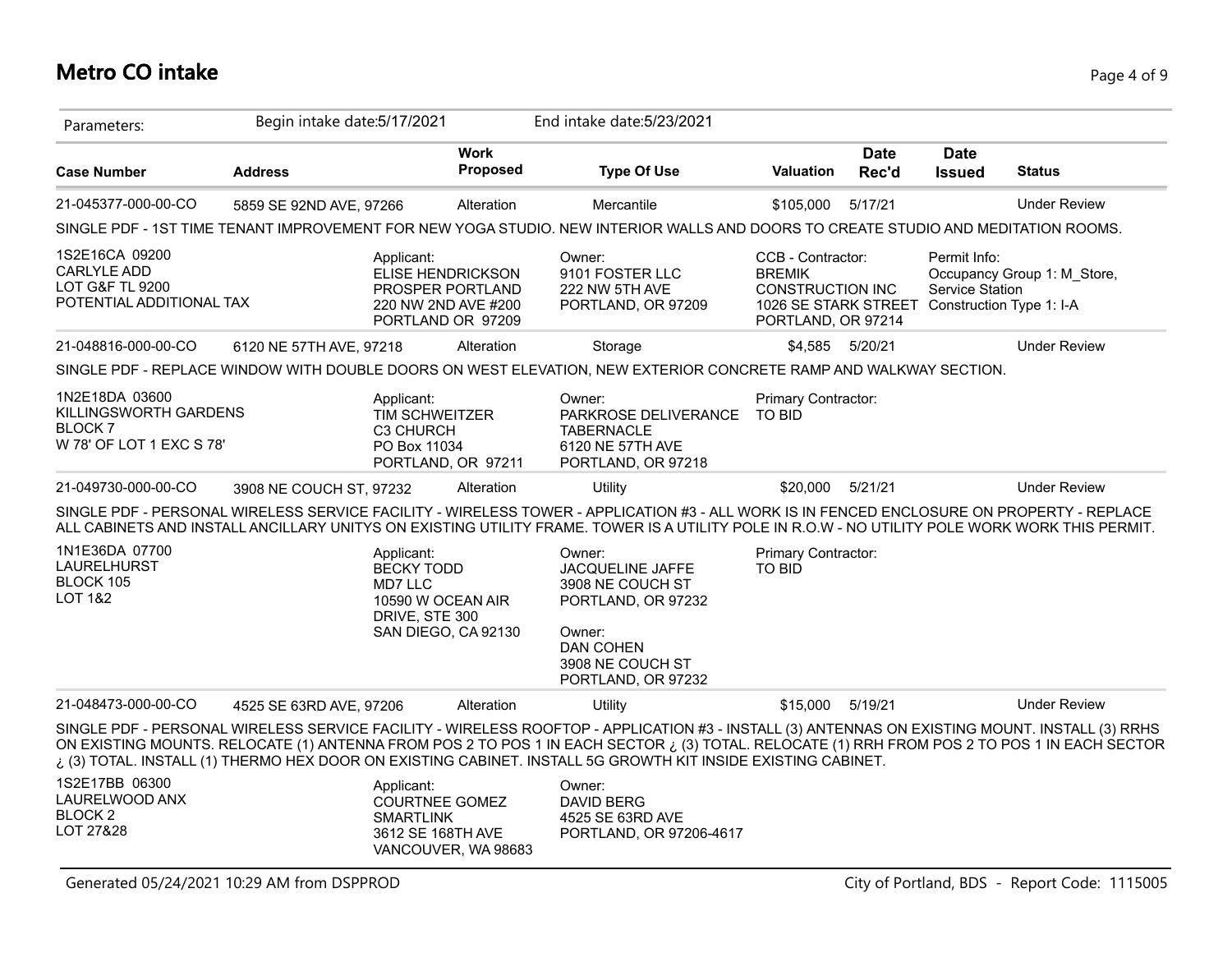# Metro CO intake

Parameters: Begin intake date:5/17/2021 End intake date:5/23/2021

| Case Number | Address | Work Proposed | Type Of Use | Valuation | Date Rec'd | Date Issued | Status |
|---|---|---|---|---|---|---|---|
| 21-045377-000-00-CO | 5859 SE 92ND AVE, 97266 | Alteration | Mercantile | $105,000 | 5/17/21 | | Under Review |

SINGLE PDF - 1ST TIME TENANT IMPROVEMENT FOR NEW YOGA STUDIO. NEW INTERIOR WALLS AND DOORS TO CREATE STUDIO AND MEDITATION ROOMS.

1S2E16CA 09200
CARLYLE ADD
LOT G&F TL 9200
POTENTIAL ADDITIONAL TAX

Applicant:
ELISE HENDRICKSON
PROSPER PORTLAND
220 NW 2ND AVE #200
PORTLAND OR 97209

Owner:
9101 FOSTER LLC
222 NW 5TH AVE
PORTLAND, OR 97209

CCB - Contractor:
BREMIK
CONSTRUCTION INC
1026 SE STARK STREET
PORTLAND, OR 97214

Permit Info:
Occupancy Group 1: M_Store, Service Station
Construction Type 1: I-A

| Case Number | Address | Work Proposed | Type Of Use | Valuation | Date Rec'd | Date Issued | Status |
|---|---|---|---|---|---|---|---|
| 21-048816-000-00-CO | 6120 NE 57TH AVE, 97218 | Alteration | Storage | $4,585 | 5/20/21 | | Under Review |

SINGLE PDF - REPLACE WINDOW WITH DOUBLE DOORS ON WEST ELEVATION, NEW EXTERIOR CONCRETE RAMP AND WALKWAY SECTION.

1N2E18DA 03600
KILLINGSWORTH GARDENS
BLOCK 7
W 78' OF LOT 1 EXC S 78'

Applicant:
TIM SCHWEITZER
C3 CHURCH
PO Box 11034
PORTLAND, OR 97211

Owner:
PARKROSE DELIVERANCE TABERNACLE
6120 NE 57TH AVE
PORTLAND, OR 97218

Primary Contractor:
TO BID

| Case Number | Address | Work Proposed | Type Of Use | Valuation | Date Rec'd | Date Issued | Status |
|---|---|---|---|---|---|---|---|
| 21-049730-000-00-CO | 3908 NE COUCH ST, 97232 | Alteration | Utility | $20,000 | 5/21/21 | | Under Review |

SINGLE PDF - PERSONAL WIRELESS SERVICE FACILITY - WIRELESS TOWER - APPLICATION #3 - ALL WORK IS IN FENCED ENCLOSURE ON PROPERTY - REPLACE ALL CABINETS AND INSTALL ANCILLARY UNITYS ON EXISTING UTILITY FRAME. TOWER IS A UTILITY POLE IN R.O.W - NO UTILITY POLE WORK WORK THIS PERMIT.

1N1E36DA 07700
LAURELHURST
BLOCK 105
LOT 1&2

Applicant:
BECKY TODD
MD7 LLC
10590 W OCEAN AIR DRIVE, STE 300
SAN DIEGO, CA 92130

Owner:
JACQUELINE JAFFE
3908 NE COUCH ST
PORTLAND, OR 97232

Owner:
DAN COHEN
3908 NE COUCH ST
PORTLAND, OR 97232

Primary Contractor:
TO BID

| Case Number | Address | Work Proposed | Type Of Use | Valuation | Date Rec'd | Date Issued | Status |
|---|---|---|---|---|---|---|---|
| 21-048473-000-00-CO | 4525 SE 63RD AVE, 97206 | Alteration | Utility | $15,000 | 5/19/21 | | Under Review |

SINGLE PDF - PERSONAL WIRELESS SERVICE FACILITY - WIRELESS ROOFTOP - APPLICATION #3 - INSTALL (3) ANTENNAS ON EXISTING MOUNT. INSTALL (3) RRHS ON EXISTING MOUNTS. RELOCATE (1) ANTENNA FROM POS 2 TO POS 1 IN EACH SECTOR ¿ (3) TOTAL. RELOCATE (1) RRH FROM POS 2 TO POS 1 IN EACH SECTOR ¿ (3) TOTAL. INSTALL (1) THERMO HEX DOOR ON EXISTING CABINET. INSTALL 5G GROWTH KIT INSIDE EXISTING CABINET.

1S2E17BB 06300
LAURELWOOD ANX
BLOCK 2
LOT 27&28

Applicant:
COURTNEE GOMEZ
SMARTLINK
3612 SE 168TH AVE
VANCOUVER, WA 98683

Owner:
DAVID BERG
4525 SE 63RD AVE
PORTLAND, OR 97206-4617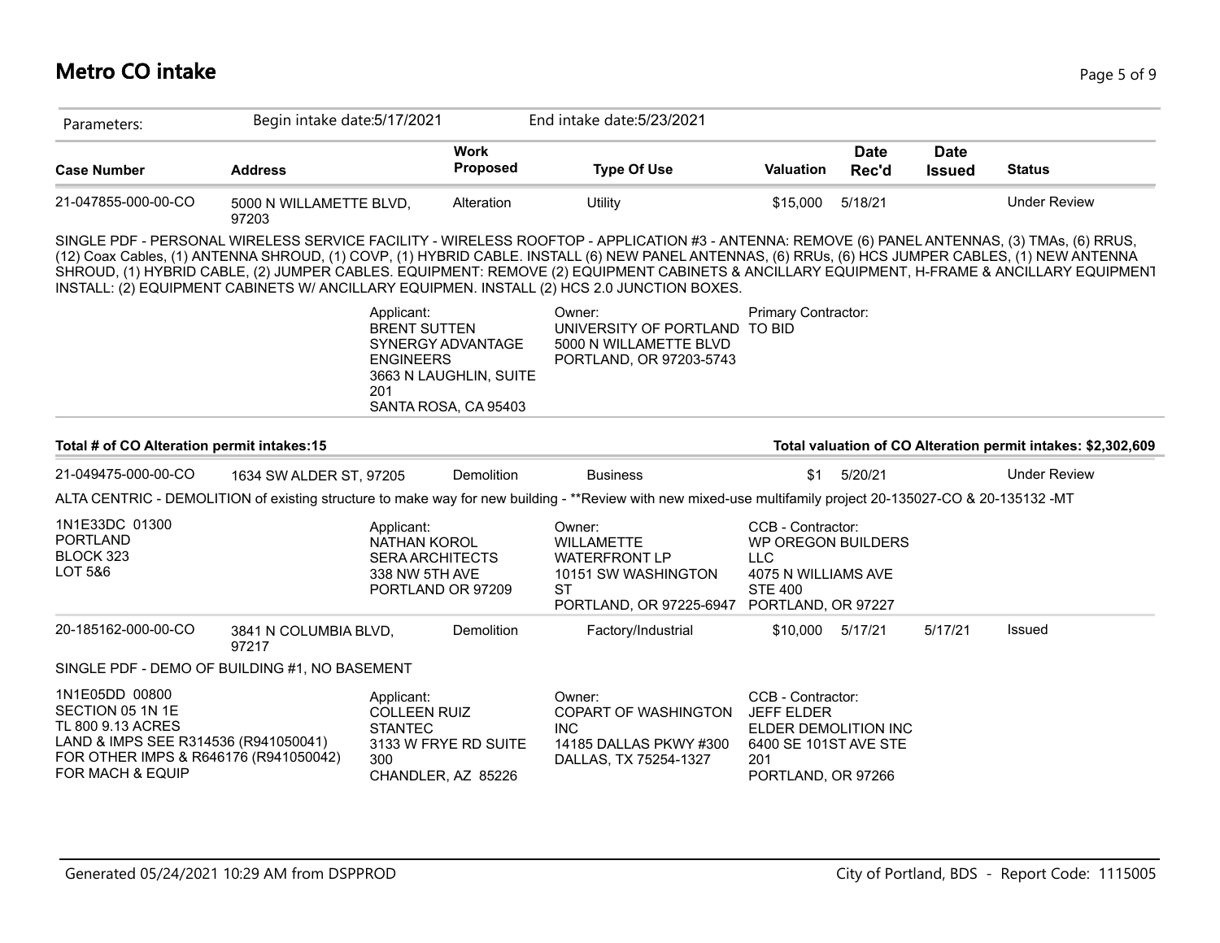# Metro CO intake

Parameters: Begin intake date:5/17/2021 End intake date:5/23/2021

| Case Number | Address | Work Proposed | Type Of Use | Valuation | Date Rec'd | Date Issued | Status |
|---|---|---|---|---|---|---|---|
| 21-047855-000-00-CO | 5000 N WILLAMETTE BLVD, 97203 | Alteration | Utility | $15,000 | 5/18/21 | | Under Review |

SINGLE PDF - PERSONAL WIRELESS SERVICE FACILITY - WIRELESS ROOFTOP - APPLICATION #3 - ANTENNA: REMOVE (6) PANEL ANTENNAS, (3) TMAs, (6) RRUS, (12) Coax Cables, (1) ANTENNA SHROUD, (1) COVP, (1) HYBRID CABLE. INSTALL (6) NEW PANEL ANTENNAS, (6) RRUs, (6) HCS JUMPER CABLES, (1) NEW ANTENNA SHROUD, (1) HYBRID CABLE, (2) JUMPER CABLES. EQUIPMENT: REMOVE (2) EQUIPMENT CABINETS & ANCILLARY EQUIPMENT, H-FRAME & ANCILLARY EQUIPMENT INSTALL: (2) EQUIPMENT CABINETS W/ ANCILLARY EQUIPMEN. INSTALL (2) HCS 2.0 JUNCTION BOXES.

Applicant:
BRENT SUTTEN
SYNERGY ADVANTAGE ENGINEERS
3663 N LAUGHLIN, SUITE 201
SANTA ROSA, CA 95403

Owner:
UNIVERSITY OF PORTLAND
5000 N WILLAMETTE BLVD
PORTLAND, OR 97203-5743

Primary Contractor:
TO BID

**Total # of CO Alteration permit intakes:15**

**Total valuation of CO Alteration permit intakes: $2,302,609**

| Case Number | Address | Work Proposed | Type Of Use | Valuation | Date Rec'd | Date Issued | Status |
|---|---|---|---|---|---|---|---|
| 21-049475-000-00-CO | 1634 SW ALDER ST, 97205 | Demolition | Business | $1 | 5/20/21 | | Under Review |

ALTA CENTRIC - DEMOLITION of existing structure to make way for new building - **Review with new mixed-use multifamily project 20-135027-CO & 20-135132 -MT

1N1E33DC 01300
PORTLAND
BLOCK 323
LOT 5&6

Applicant:
NATHAN KOROL
SERA ARCHITECTS
338 NW 5TH AVE
PORTLAND OR 97209

Owner:
WILLAMETTE WATERFRONT LP
10151 SW WASHINGTON ST
PORTLAND, OR 97225-6947

CCB - Contractor:
WP OREGON BUILDERS LLC
4075 N WILLIAMS AVE STE 400
PORTLAND, OR 97227

| Case Number | Address | Work Proposed | Type Of Use | Valuation | Date Rec'd | Date Issued | Status |
|---|---|---|---|---|---|---|---|
| 20-185162-000-00-CO | 3841 N COLUMBIA BLVD, 97217 | Demolition | Factory/Industrial | $10,000 | 5/17/21 | 5/17/21 | Issued |

SINGLE PDF - DEMO OF BUILDING #1, NO BASEMENT

1N1E05DD 00800
SECTION 05 1N 1E
TL 800 9.13 ACRES
LAND & IMPS SEE R314536 (R941050041)
FOR OTHER IMPS & R646176 (R941050042)
FOR MACH & EQUIP

Applicant:
COLLEEN RUIZ
STANTEC
3133 W FRYE RD SUITE 300
CHANDLER, AZ 85226

Owner:
COPART OF WASHINGTON INC
14185 DALLAS PKWY #300
DALLAS, TX 75254-1327

CCB - Contractor:
JEFF ELDER
ELDER DEMOLITION INC
6400 SE 101ST AVE STE 201
PORTLAND, OR 97266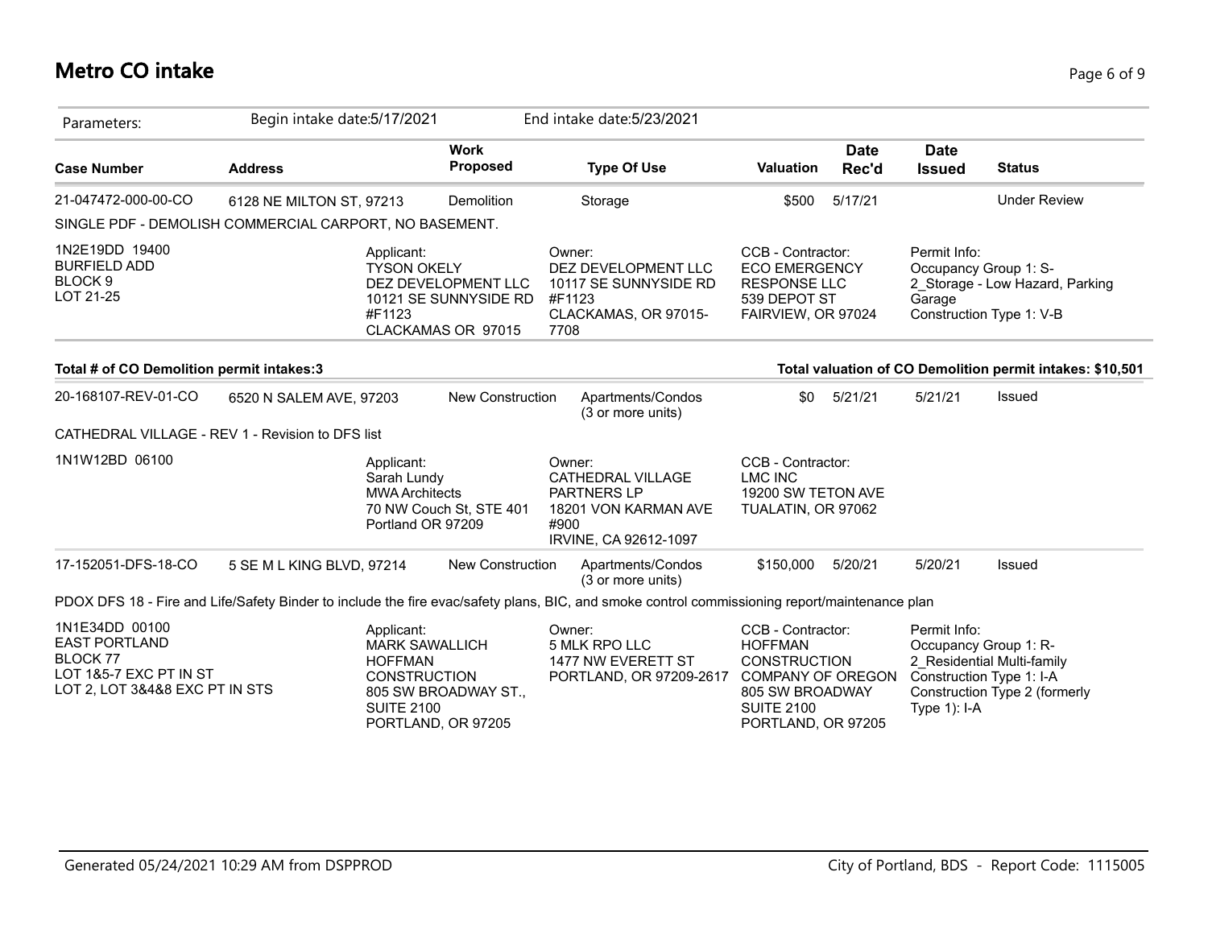# Metro CO intake

Parameters: Begin intake date:5/17/2021 End intake date:5/23/2021

| Case Number | Address | Work Proposed | Type Of Use | Valuation | Date Rec'd | Date Issued | Status |
|---|---|---|---|---|---|---|---|
| 21-047472-000-00-CO | 6128 NE MILTON ST, 97213 | Demolition | Storage | $500 | 5/17/21 | | Under Review |

SINGLE PDF - DEMOLISH COMMERCIAL CARPORT, NO BASEMENT.

1N2E19DD 19400
BURFIELD ADD
BLOCK 9
LOT 21-25

Applicant:
TYSON OKELY
DEZ DEVELOPMENT LLC
10121 SE SUNNYSIDE RD #F1123
CLACKAMAS OR 97015

Owner:
DEZ DEVELOPMENT LLC
10117 SE SUNNYSIDE RD #F1123
CLACKAMAS, OR 97015-7708

CCB - Contractor:
ECO EMERGENCY RESPONSE LLC
539 DEPOT ST
FAIRVIEW, OR 97024

Permit Info:
Occupancy Group 1: S-2_Storage - Low Hazard, Parking Garage
Construction Type 1: V-B

**Total # of CO Demolition permit intakes:3**

**Total valuation of CO Demolition permit intakes: $10,501**

| Case Number | Address | Work Proposed | Type Of Use | Valuation | Date Rec'd | Date Issued | Status |
|---|---|---|---|---|---|---|---|
| 20-168107-REV-01-CO | 6520 N SALEM AVE, 97203 | New Construction | Apartments/Condos (3 or more units) | $0 | 5/21/21 | 5/21/21 | Issued |

CATHEDRAL VILLAGE - REV 1 - Revision to DFS list

1N1W12BD 06100

Applicant:
Sarah Lundy
MWA Architects
70 NW Couch St, STE 401
Portland OR 97209

Owner:
CATHEDRAL VILLAGE PARTNERS LP
18201 VON KARMAN AVE #900
IRVINE, CA 92612-1097

CCB - Contractor:
LMC INC
19200 SW TETON AVE
TUALATIN, OR 97062

| Case Number | Address | Work Proposed | Type Of Use | Valuation | Date Rec'd | Date Issued | Status |
|---|---|---|---|---|---|---|---|
| 17-152051-DFS-18-CO | 5 SE M L KING BLVD, 97214 | New Construction | Apartments/Condos (3 or more units) | $150,000 | 5/20/21 | 5/20/21 | Issued |

PDOX DFS 18 - Fire and Life/Safety Binder to include the fire evac/safety plans, BIC, and smoke control commissioning report/maintenance plan

1N1E34DD 00100
EAST PORTLAND
BLOCK 77
LOT 1&5-7 EXC PT IN ST
LOT 2, LOT 3&4&8 EXC PT IN STS

Applicant:
MARK SAWALLICH
HOFFMAN CONSTRUCTION
805 SW BROADWAY ST., SUITE 2100
PORTLAND, OR 97205

Owner:
5 MLK RPO LLC
1477 NW EVERETT ST
PORTLAND, OR 97209-2617

CCB - Contractor:
HOFFMAN CONSTRUCTION COMPANY OF OREGON
805 SW BROADWAY
SUITE 2100
PORTLAND, OR 97205

Permit Info:
Occupancy Group 1: R-2_Residential Multi-family
Construction Type 1: I-A
Construction Type 2 (formerly Type 1): I-A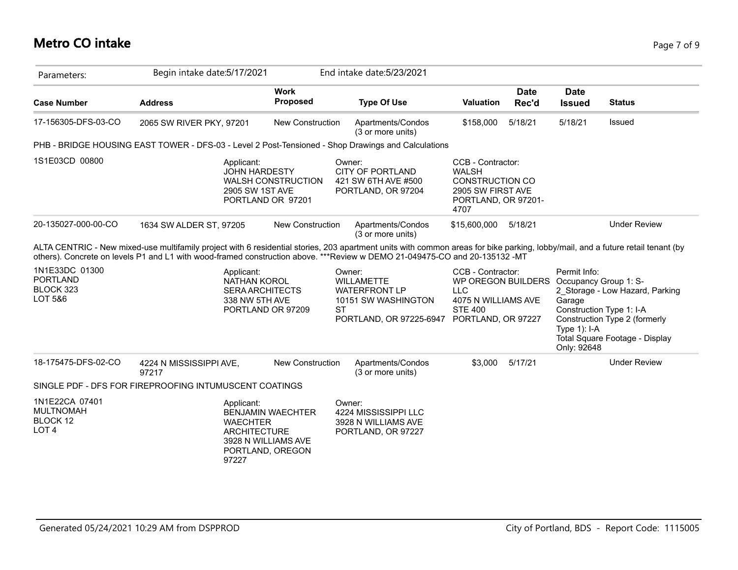# Metro CO intake

| Parameters: | Begin intake date:5/17/2021 | | End intake date:5/23/2021 | | | | |
|---|---|---|---|---|---|---|---|
| **Case Number** | **Address** | **Work Proposed** | **Type Of Use** | **Valuation** | **Date Rec'd** | **Date Issued** | **Status** |
| 17-156305-DFS-03-CO | 2065 SW RIVER PKY, 97201 | New Construction | Apartments/Condos (3 or more units) | $158,000 | 5/18/21 | 5/18/21 | Issued |

PHB - BRIDGE HOUSING EAST TOWER - DFS-03 - Level 2 Post-Tensioned - Shop Drawings and Calculations

1S1E03CD 00800

Applicant:
JOHN HARDESTY
WALSH CONSTRUCTION
2905 SW 1ST AVE
PORTLAND OR 97201

Owner:
CITY OF PORTLAND
421 SW 6TH AVE #500
PORTLAND, OR 97204

CCB - Contractor:
WALSH
CONSTRUCTION CO
2905 SW FIRST AVE
PORTLAND, OR 97201-4707

| Case Number | Address | Work Proposed | Type Of Use | Valuation | Date Rec'd | Date Issued | Status |
|---|---|---|---|---|---|---|---|
| 20-135027-000-00-CO | 1634 SW ALDER ST, 97205 | New Construction | Apartments/Condos (3 or more units) | $15,600,000 | 5/18/21 | | Under Review |

ALTA CENTRIC - New mixed-use multifamily project with 6 residential stories, 203 apartment units with common areas for bike parking, lobby/mail, and a future retail tenant (by others). Concrete on levels P1 and L1 with wood-framed construction above. ***Review w DEMO 21-049475-CO and 20-135132 -MT

1N1E33DC 01300
PORTLAND
BLOCK 323
LOT 5&6

Applicant:
NATHAN KOROL
SERA ARCHITECTS
338 NW 5TH AVE
PORTLAND OR 97209

Owner:
WILLAMETTE
WATERFRONT LP
10151 SW WASHINGTON
ST
PORTLAND, OR 97225-6947

CCB - Contractor:
WP OREGON BUILDERS
LLC
4075 N WILLIAMS AVE
STE 400
PORTLAND, OR 97227

Permit Info:
Occupancy Group 1: S-2_Storage - Low Hazard, Parking Garage
Construction Type 1: I-A
Construction Type 2 (formerly Type 1): I-A
Total Square Footage - Display Only: 92648

| Case Number | Address | Work Proposed | Type Of Use | Valuation | Date Rec'd | Date Issued | Status |
|---|---|---|---|---|---|---|---|
| 18-175475-DFS-02-CO | 4224 N MISSISSIPPI AVE, 97217 | New Construction | Apartments/Condos (3 or more units) | $3,000 | 5/17/21 | | Under Review |

SINGLE PDF - DFS FOR FIREPROOFING INTUMUSCENT COATINGS

1N1E22CA 07401
MULTNOMAH
BLOCK 12
LOT 4

Applicant:
BENJAMIN WAECHTER
WAECHTER
ARCHITECTURE
3928 N WILLIAMS AVE
PORTLAND, OREGON
97227

Owner:
4224 MISSISSIPPI LLC
3928 N WILLIAMS AVE
PORTLAND, OR 97227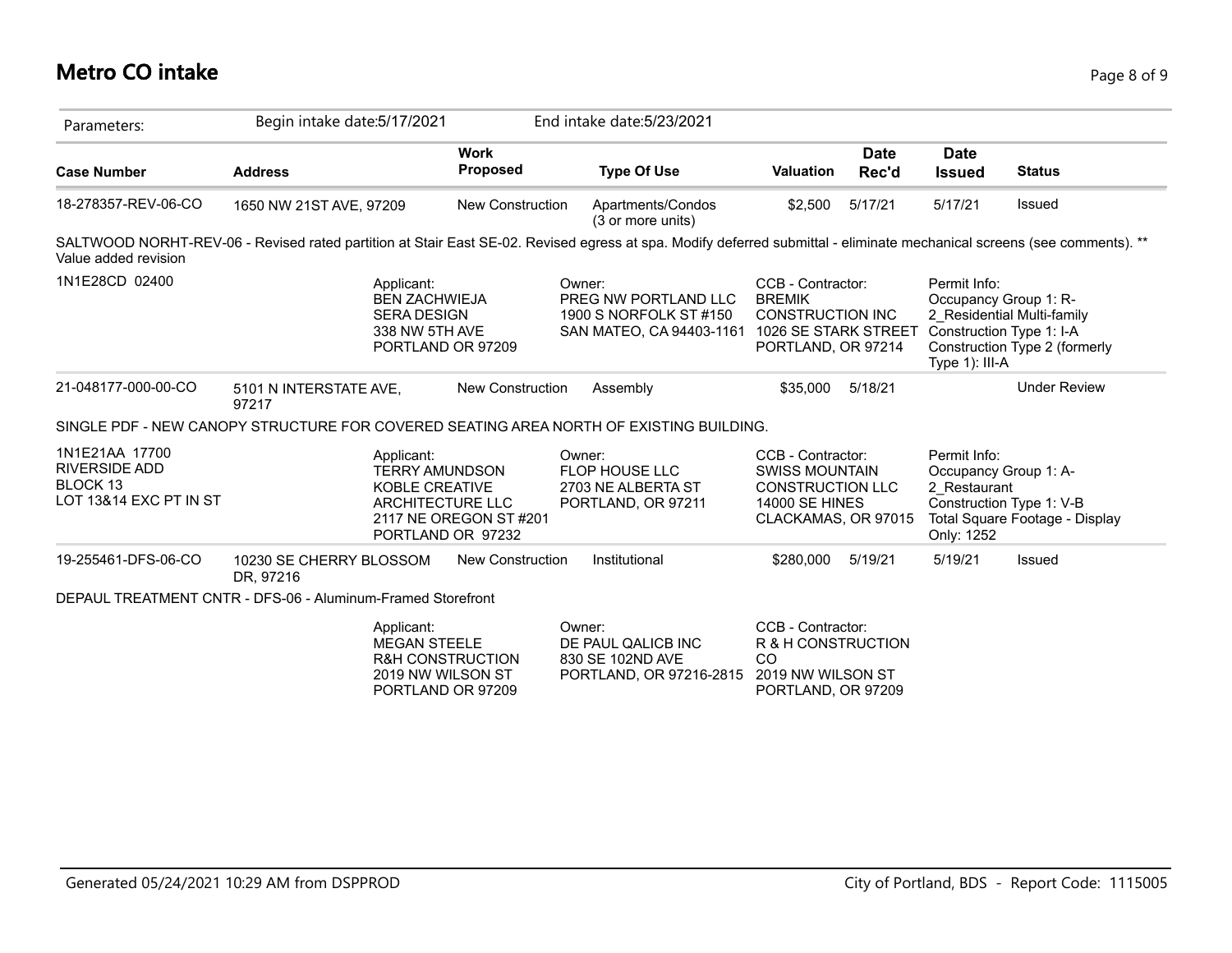# Metro CO intake

| Parameters: | Begin intake date:5/17/2021 | | End intake date:5/23/2021 | | | | |
|---|---|---|---|---|---|---|---|
| **Case Number** | **Address** | **Work Proposed** | **Type Of Use** | **Valuation** | **Date Rec'd** | **Date Issued** | **Status** |
| 18-278357-REV-06-CO | 1650 NW 21ST AVE, 97209 | New Construction | Apartments/Condos (3 or more units) | $2,500 | 5/17/21 | 5/17/21 | Issued |

SALTWOOD NORHT-REV-06 - Revised rated partition at Stair East SE-02. Revised egress at spa. Modify deferred submittal - eliminate mechanical screens (see comments). ** Value added revision

| | Applicant: | Owner: | CCB - Contractor: | Permit Info: |
|---|---|---|---|---|
| 1N1E28CD 02400 | BEN ZACHWIEJA<br>SERA DESIGN<br>338 NW 5TH AVE<br>PORTLAND OR 97209 | PREG NW PORTLAND LLC<br>1900 S NORFOLK ST #150<br>SAN MATEO, CA 94403-1161 | BREMIK<br>CONSTRUCTION INC<br>1026 SE STARK STREET<br>PORTLAND, OR 97214 | Occupancy Group 1: R-2_Residential Multi-family<br>Construction Type 1: I-A<br>Construction Type 2 (formerly Type 1): III-A |

| Case Number | Address | Work Proposed | Type Of Use | Valuation | Date Rec'd | Date Issued | Status |
|---|---|---|---|---|---|---|---|
| 21-048177-000-00-CO | 5101 N INTERSTATE AVE, 97217 | New Construction | Assembly | $35,000 | 5/18/21 | | Under Review |

SINGLE PDF - NEW CANOPY STRUCTURE FOR COVERED SEATING AREA NORTH OF EXISTING BUILDING.

| | Applicant: | Owner: | CCB - Contractor: | Permit Info: |
|---|---|---|---|---|
| 1N1E21AA 17700<br>RIVERSIDE ADD<br>BLOCK 13<br>LOT 13&14 EXC PT IN ST | TERRY AMUNDSON<br>KOBLE CREATIVE<br>ARCHITECTURE LLC<br>2117 NE OREGON ST #201<br>PORTLAND OR 97232 | FLOP HOUSE LLC<br>2703 NE ALBERTA ST<br>PORTLAND, OR 97211 | SWISS MOUNTAIN<br>CONSTRUCTION LLC<br>14000 SE HINES<br>CLACKAMAS, OR 97015 | Occupancy Group 1: A-2_Restaurant<br>Construction Type 1: V-B<br>Total Square Footage - Display Only: 1252 |

| Case Number | Address | Work Proposed | Type Of Use | Valuation | Date Rec'd | Date Issued | Status |
|---|---|---|---|---|---|---|---|
| 19-255461-DFS-06-CO | 10230 SE CHERRY BLOSSOM DR, 97216 | New Construction | Institutional | $280,000 | 5/19/21 | 5/19/21 | Issued |

DEPAUL TREATMENT CNTR - DFS-06 - Aluminum-Framed Storefront

| | Applicant: | Owner: | CCB - Contractor: |
|---|---|---|---|
| | MEGAN STEELE<br>R&H CONSTRUCTION<br>2019 NW WILSON ST<br>PORTLAND OR 97209 | DE PAUL QALICB INC<br>830 SE 102ND AVE<br>PORTLAND, OR 97216-2815 | R & H CONSTRUCTION CO<br>2019 NW WILSON ST<br>PORTLAND, OR 97209 |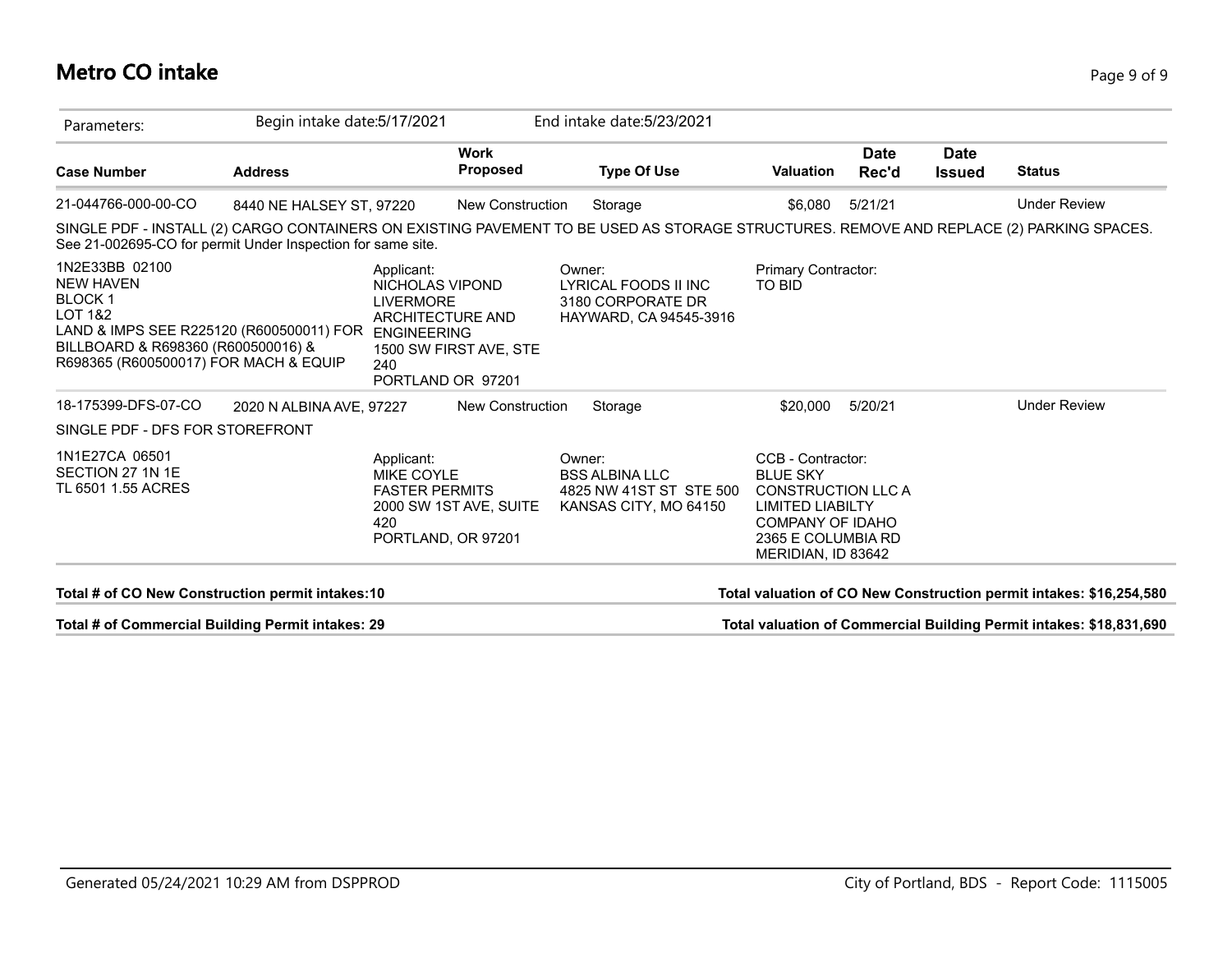# Metro CO intake

| Parameters: | Begin intake date:5/17/2021 | | End intake date:5/23/2021 | | | | |
|---|---|---|---|---|---|---|---|
| **Case Number** | **Address** | **Work Proposed** | **Type Of Use** | **Valuation** | **Date Rec'd** | **Date Issued** | **Status** |
| 21-044766-000-00-CO | 8440 NE HALSEY ST, 97220 | New Construction | Storage | $6,080 | 5/21/21 | | Under Review |

SINGLE PDF - INSTALL (2) CARGO CONTAINERS ON EXISTING PAVEMENT TO BE USED AS STORAGE STRUCTURES. REMOVE AND REPLACE (2) PARKING SPACES. See 21-002695-CO for permit Under Inspection for same site.

1N2E33BB 02100
NEW HAVEN
BLOCK 1
LOT 1&2
LAND & IMPS SEE R225120 (R600500011) FOR BILLBOARD & R698360 (R600500016) & R698365 (R600500017) FOR MACH & EQUIP

Applicant:
NICHOLAS VIPOND
LIVERMORE ARCHITECTURE AND ENGINEERING
1500 SW FIRST AVE, STE 240
PORTLAND OR 97201

Owner:
LYRICAL FOODS II INC
3180 CORPORATE DR
HAYWARD, CA 94545-3916

Primary Contractor:
TO BID

| Case Number | Address | Work Proposed | Type Of Use | Valuation | Date Rec'd | Date Issued | Status |
|---|---|---|---|---|---|---|---|
| 18-175399-DFS-07-CO | 2020 N ALBINA AVE, 97227 | New Construction | Storage | $20,000 | 5/20/21 | | Under Review |

SINGLE PDF - DFS FOR STOREFRONT

1N1E27CA 06501
SECTION 27 1N 1E
TL 6501 1.55 ACRES

Applicant:
MIKE COYLE
FASTER PERMITS
2000 SW 1ST AVE, SUITE 420
PORTLAND, OR 97201

Owner:
BSS ALBINA LLC
4825 NW 41ST ST STE 500
KANSAS CITY, MO 64150

CCB - Contractor:
BLUE SKY CONSTRUCTION LLC A LIMITED LIABILTY COMPANY OF IDAHO
2365 E COLUMBIA RD
MERIDIAN, ID 83642

**Total # of CO New Construction permit intakes:10** | **Total valuation of CO New Construction permit intakes: $16,254,580**

**Total # of Commercial Building Permit intakes: 29** | **Total valuation of Commercial Building Permit intakes: $18,831,690**